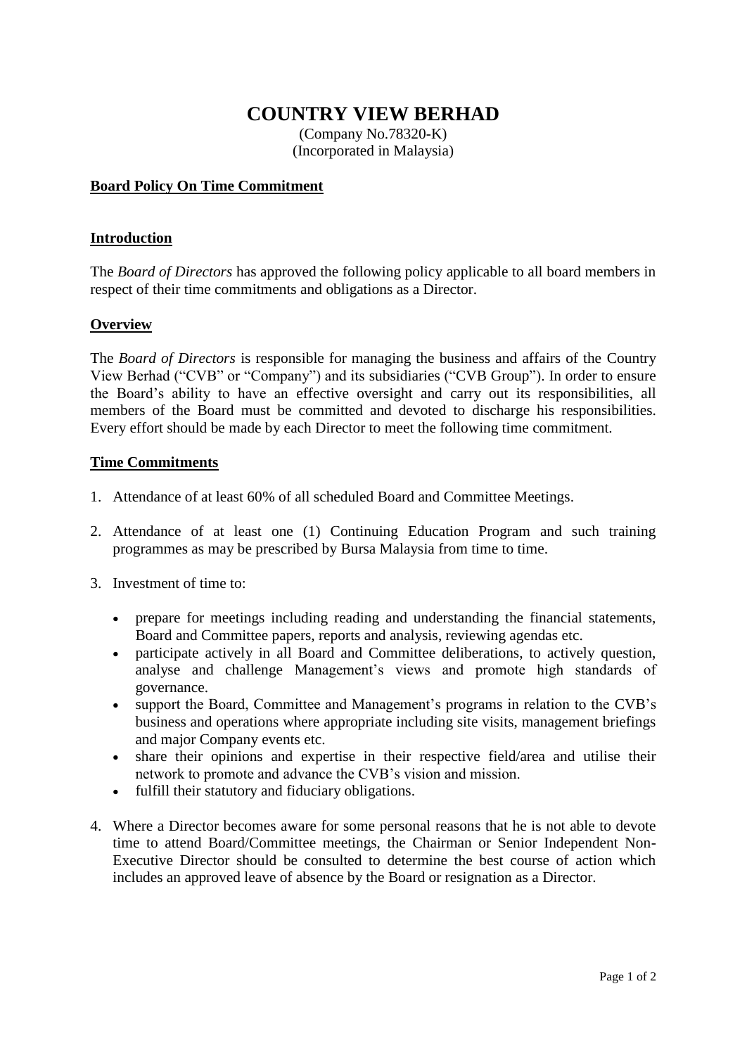# COUNTRY VIEW BERHAD

(Company No.78320-K)
(Incorporated in Malaysia)

**Board Policy On Time Commitment**

## Introduction

The *Board of Directors* has approved the following policy applicable to all board members in respect of their time commitments and obligations as a Director.

## Overview

The *Board of Directors* is responsible for managing the business and affairs of the Country View Berhad ("CVB" or "Company") and its subsidiaries ("CVB Group"). In order to ensure the Board's ability to have an effective oversight and carry out its responsibilities, all members of the Board must be committed and devoted to discharge his responsibilities. Every effort should be made by each Director to meet the following time commitment.

## Time Commitments

1. Attendance of at least 60% of all scheduled Board and Committee Meetings.

2. Attendance of at least one (1) Continuing Education Program and such training programmes as may be prescribed by Bursa Malaysia from time to time.

3. Investment of time to:

   - prepare for meetings including reading and understanding the financial statements, Board and Committee papers, reports and analysis, reviewing agendas etc.
   - participate actively in all Board and Committee deliberations, to actively question, analyse and challenge Management's views and promote high standards of governance.
   - support the Board, Committee and Management's programs in relation to the CVB's business and operations where appropriate including site visits, management briefings and major Company events etc.
   - share their opinions and expertise in their respective field/area and utilise their network to promote and advance the CVB's vision and mission.
   - fulfill their statutory and fiduciary obligations.

4. Where a Director becomes aware for some personal reasons that he is not able to devote time to attend Board/Committee meetings, the Chairman or Senior Independent Non-Executive Director should be consulted to determine the best course of action which includes an approved leave of absence by the Board or resignation as a Director.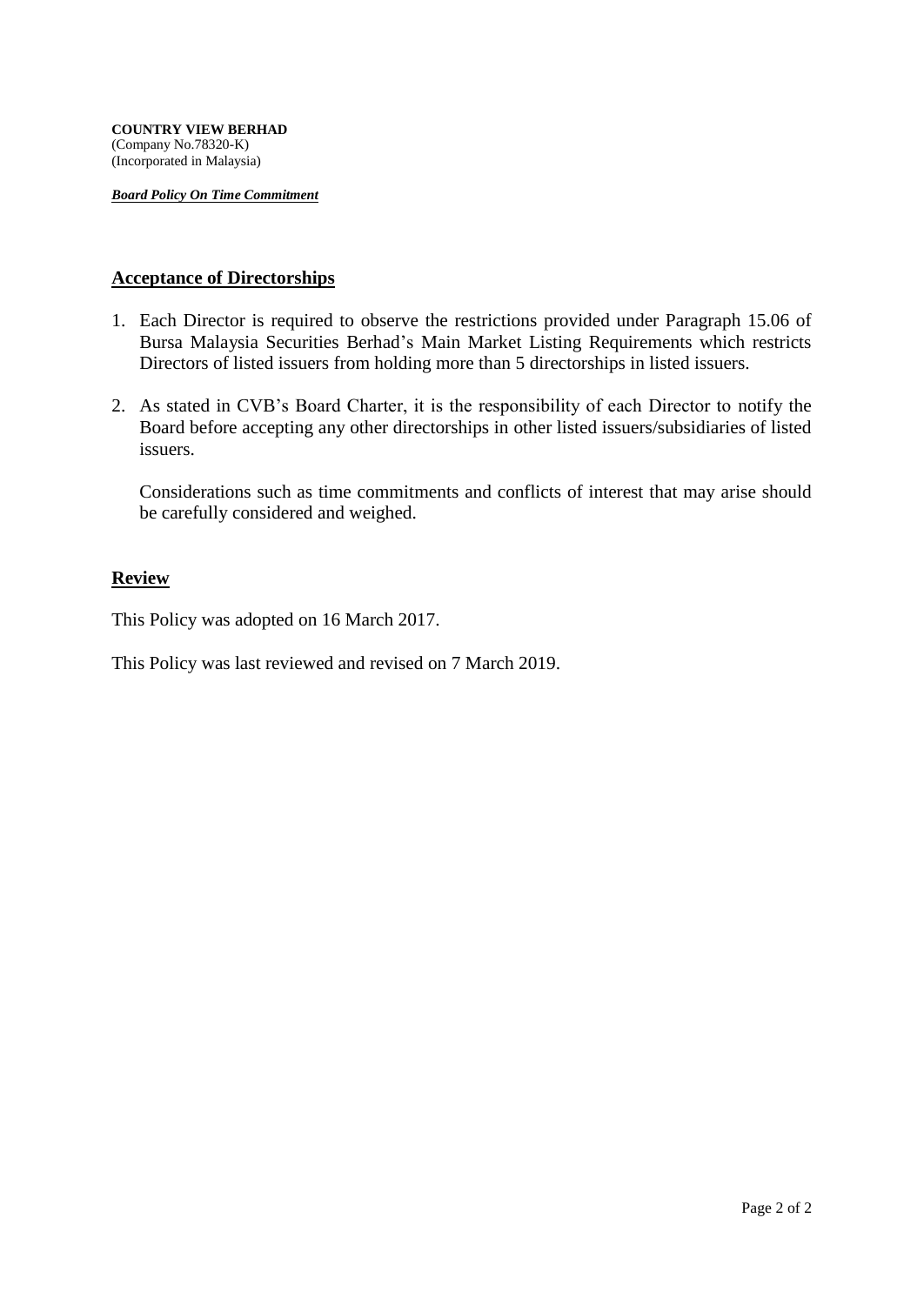**COUNTRY VIEW BERHAD**
(Company No.78320-K)
(Incorporated in Malaysia)

***Board Policy On Time Commitment***

## Acceptance of Directorships

1. Each Director is required to observe the restrictions provided under Paragraph 15.06 of Bursa Malaysia Securities Berhad's Main Market Listing Requirements which restricts Directors of listed issuers from holding more than 5 directorships in listed issuers.

2. As stated in CVB's Board Charter, it is the responsibility of each Director to notify the Board before accepting any other directorships in other listed issuers/subsidiaries of listed issuers.

   Considerations such as time commitments and conflicts of interest that may arise should be carefully considered and weighed.

## Review

This Policy was adopted on 16 March 2017.

This Policy was last reviewed and revised on 7 March 2019.